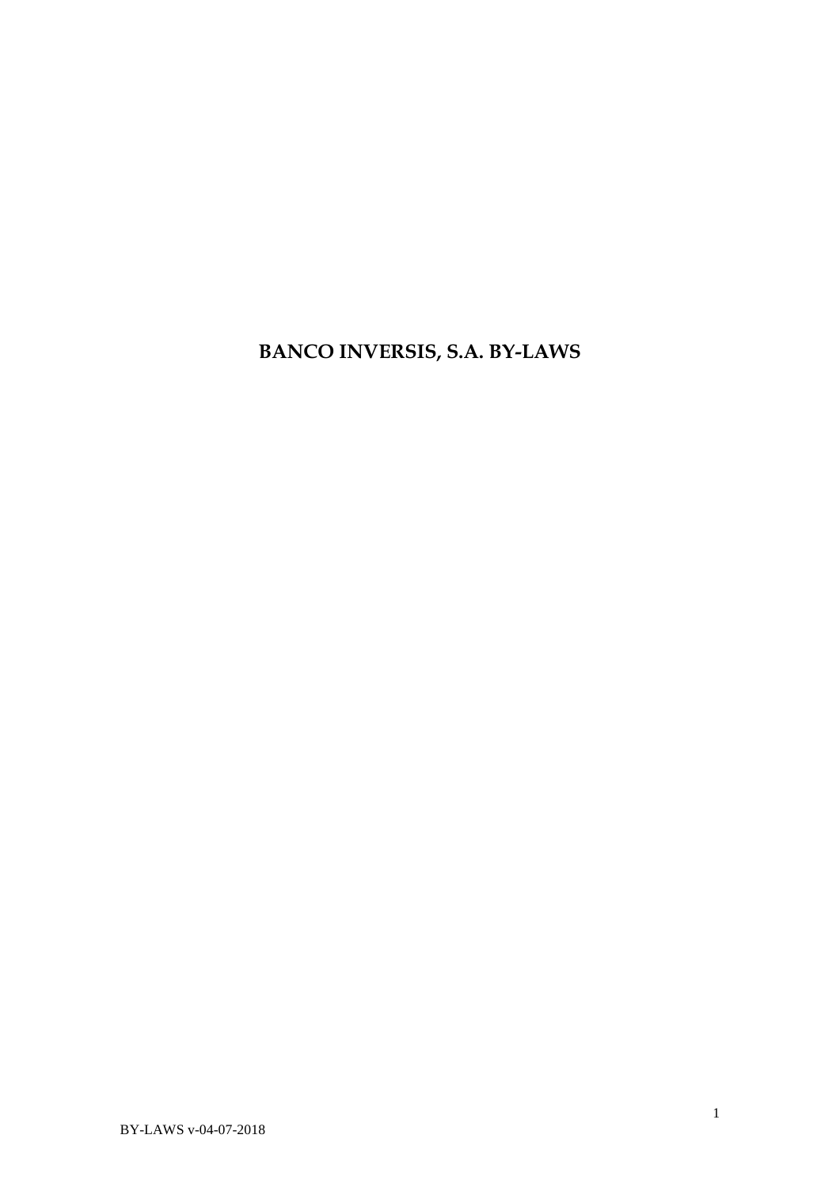# BANCO INVERSIS, S.A. BY-LAWS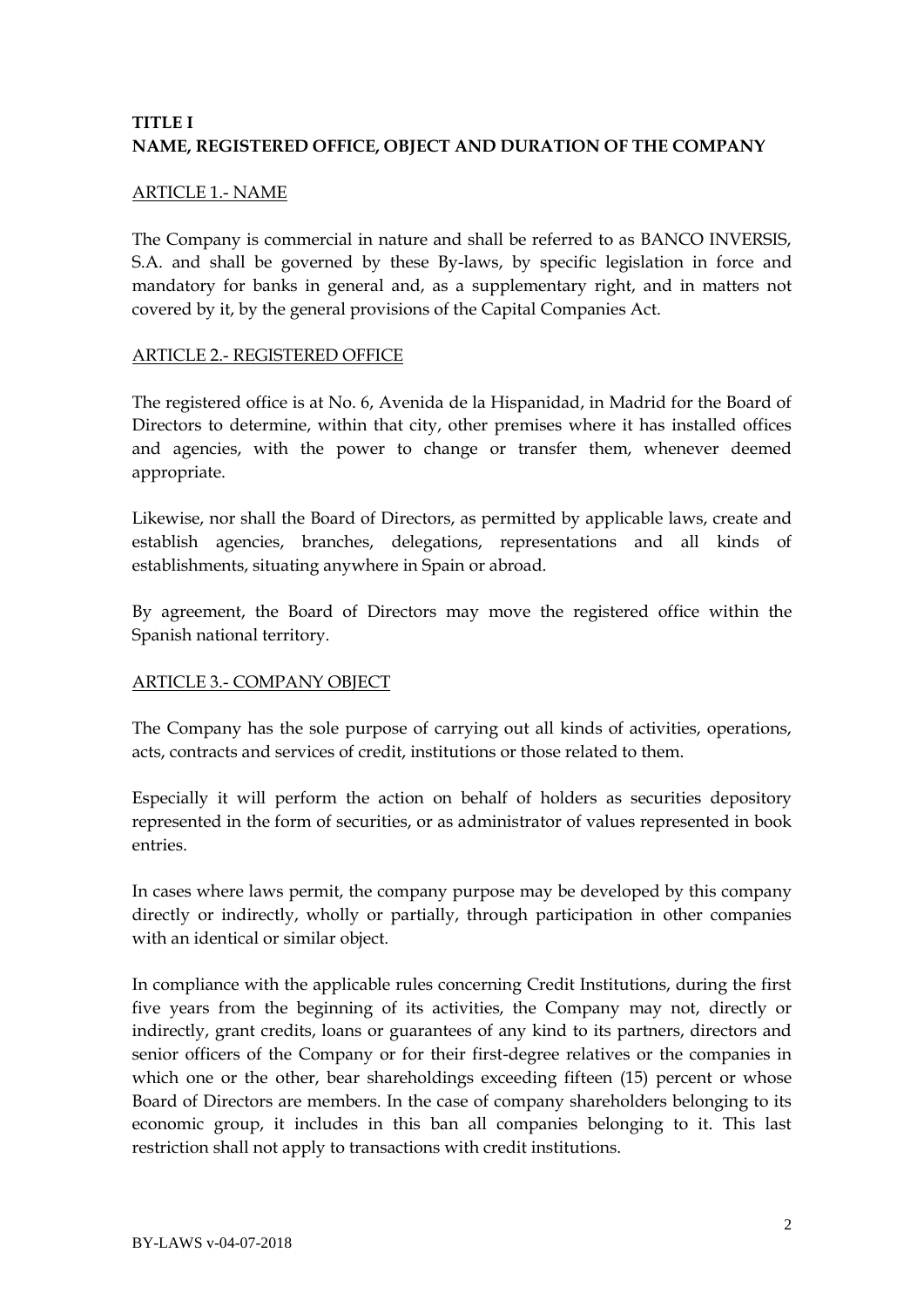## TITLE I
## NAME, REGISTERED OFFICE, OBJECT AND DURATION OF THE COMPANY

### ARTICLE 1.- NAME

The Company is commercial in nature and shall be referred to as BANCO INVERSIS, S.A. and shall be governed by these By-laws, by specific legislation in force and mandatory for banks in general and, as a supplementary right, and in matters not covered by it, by the general provisions of the Capital Companies Act.

### ARTICLE 2.- REGISTERED OFFICE

The registered office is at No. 6, Avenida de la Hispanidad, in Madrid for the Board of Directors to determine, within that city, other premises where it has installed offices and agencies, with the power to change or transfer them, whenever deemed appropriate.

Likewise, nor shall the Board of Directors, as permitted by applicable laws, create and establish agencies, branches, delegations, representations and all kinds of establishments, situating anywhere in Spain or abroad.

By agreement, the Board of Directors may move the registered office within the Spanish national territory.

### ARTICLE 3.- COMPANY OBJECT

The Company has the sole purpose of carrying out all kinds of activities, operations, acts, contracts and services of credit, institutions or those related to them.

Especially it will perform the action on behalf of holders as securities depository represented in the form of securities, or as administrator of values represented in book entries.

In cases where laws permit, the company purpose may be developed by this company directly or indirectly, wholly or partially, through participation in other companies with an identical or similar object.

In compliance with the applicable rules concerning Credit Institutions, during the first five years from the beginning of its activities, the Company may not, directly or indirectly, grant credits, loans or guarantees of any kind to its partners, directors and senior officers of the Company or for their first-degree relatives or the companies in which one or the other, bear shareholdings exceeding fifteen (15) percent or whose Board of Directors are members. In the case of company shareholders belonging to its economic group, it includes in this ban all companies belonging to it. This last restriction shall not apply to transactions with credit institutions.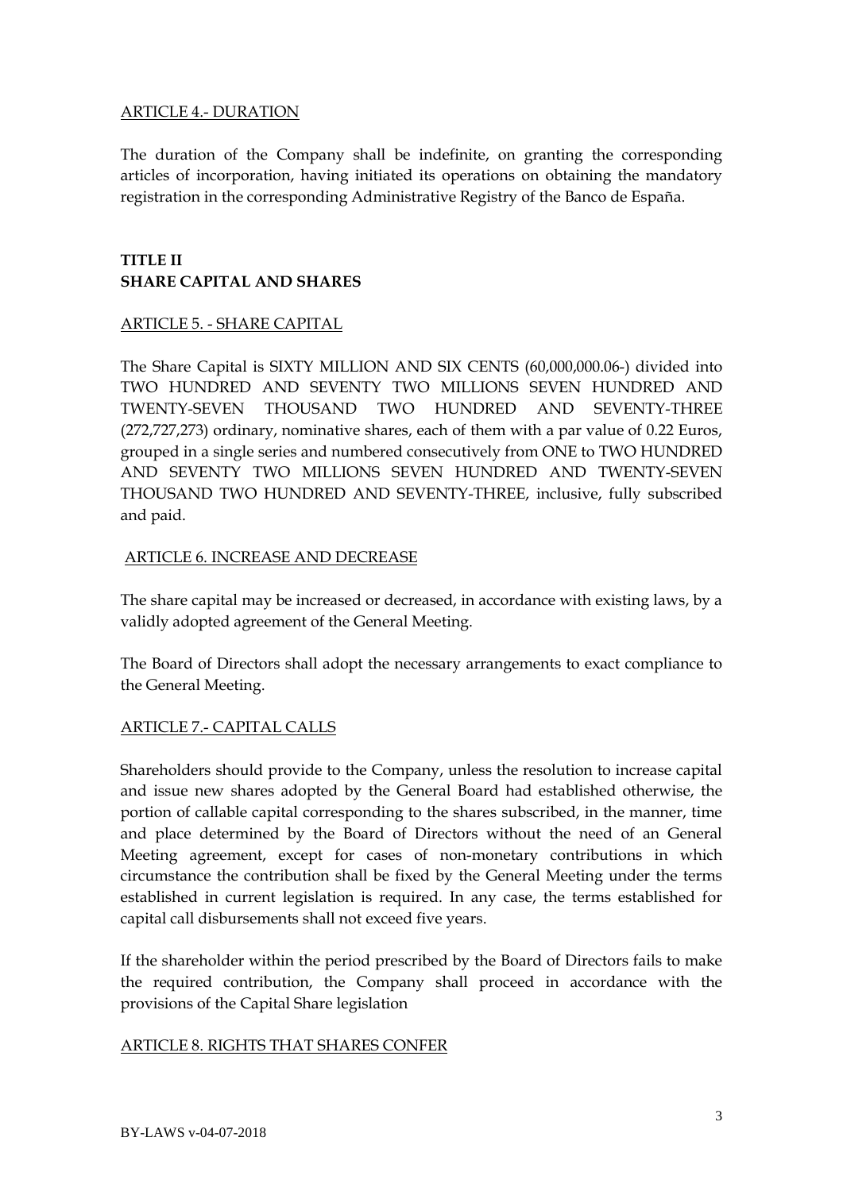ARTICLE 4.- DURATION

The duration of the Company shall be indefinite, on granting the corresponding articles of incorporation, having initiated its operations on obtaining the mandatory registration in the corresponding Administrative Registry of the Banco de España.

## TITLE II
## SHARE CAPITAL AND SHARES

ARTICLE 5. - SHARE CAPITAL

The Share Capital is SIXTY MILLION AND SIX CENTS (60,000,000.06-) divided into TWO HUNDRED AND SEVENTY TWO MILLIONS SEVEN HUNDRED AND TWENTY-SEVEN THOUSAND TWO HUNDRED AND SEVENTY-THREE (272,727,273) ordinary, nominative shares, each of them with a par value of 0.22 Euros, grouped in a single series and numbered consecutively from ONE to TWO HUNDRED AND SEVENTY TWO MILLIONS SEVEN HUNDRED AND TWENTY-SEVEN THOUSAND TWO HUNDRED AND SEVENTY-THREE, inclusive, fully subscribed and paid.

ARTICLE 6. INCREASE AND DECREASE

The share capital may be increased or decreased, in accordance with existing laws, by a validly adopted agreement of the General Meeting.

The Board of Directors shall adopt the necessary arrangements to exact compliance to the General Meeting.

ARTICLE 7.- CAPITAL CALLS

Shareholders should provide to the Company, unless the resolution to increase capital and issue new shares adopted by the General Board had established otherwise, the portion of callable capital corresponding to the shares subscribed, in the manner, time and place determined by the Board of Directors without the need of an General Meeting agreement, except for cases of non-monetary contributions in which circumstance the contribution shall be fixed by the General Meeting under the terms established in current legislation is required. In any case, the terms established for capital call disbursements shall not exceed five years.

If the shareholder within the period prescribed by the Board of Directors fails to make the required contribution, the Company shall proceed in accordance with the provisions of the Capital Share legislation

ARTICLE 8. RIGHTS THAT SHARES CONFER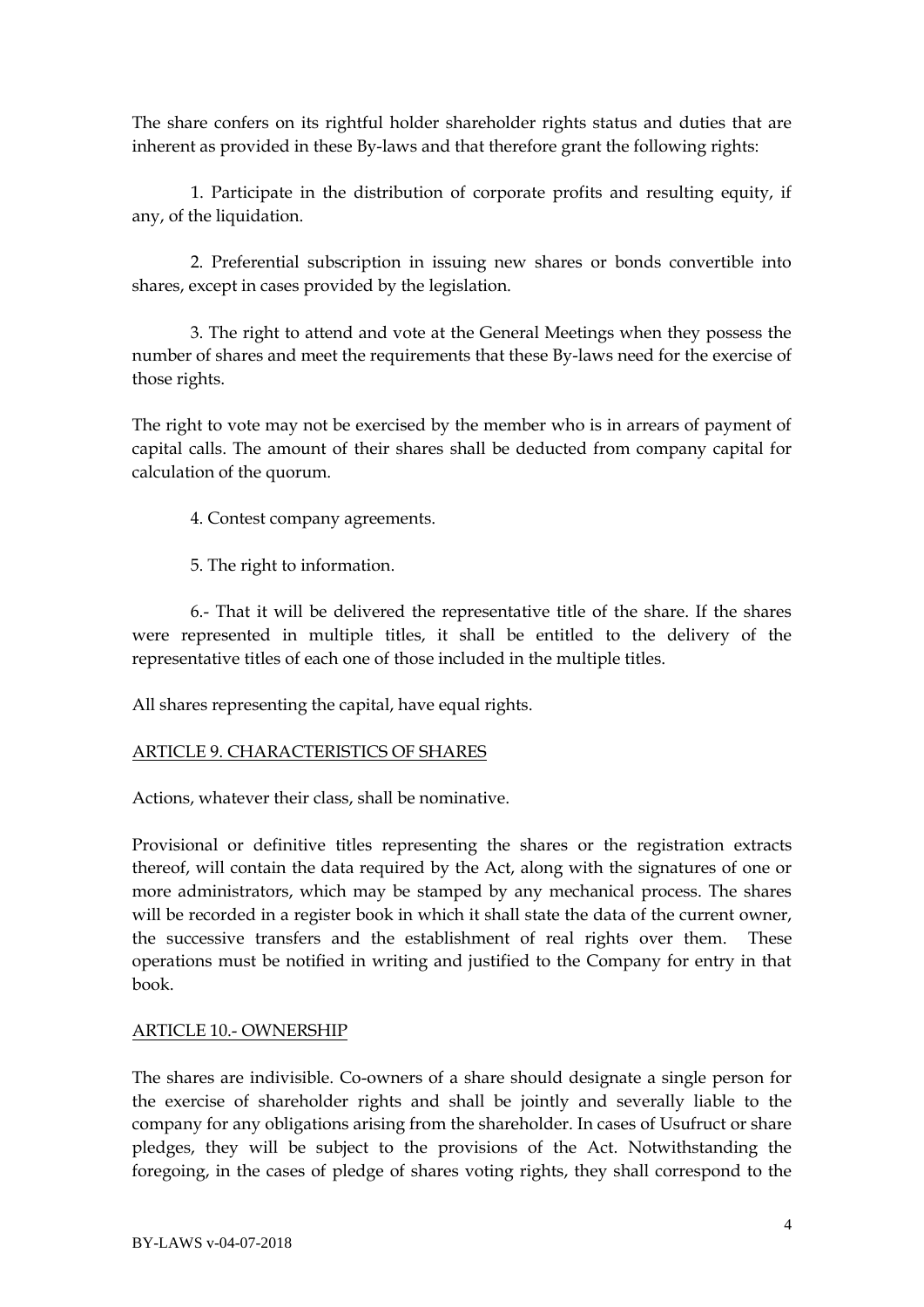The share confers on its rightful holder shareholder rights status and duties that are inherent as provided in these By-laws and that therefore grant the following rights:

1. Participate in the distribution of corporate profits and resulting equity, if any, of the liquidation.

2. Preferential subscription in issuing new shares or bonds convertible into shares, except in cases provided by the legislation.

3. The right to attend and vote at the General Meetings when they possess the number of shares and meet the requirements that these By-laws need for the exercise of those rights.

The right to vote may not be exercised by the member who is in arrears of payment of capital calls. The amount of their shares shall be deducted from company capital for calculation of the quorum.

4. Contest company agreements.

5. The right to information.

6.- That it will be delivered the representative title of the share. If the shares were represented in multiple titles, it shall be entitled to the delivery of the representative titles of each one of those included in the multiple titles.

All shares representing the capital, have equal rights.

## ARTICLE 9. CHARACTERISTICS OF SHARES

Actions, whatever their class, shall be nominative.

Provisional or definitive titles representing the shares or the registration extracts thereof, will contain the data required by the Act, along with the signatures of one or more administrators, which may be stamped by any mechanical process. The shares will be recorded in a register book in which it shall state the data of the current owner, the successive transfers and the establishment of real rights over them. These operations must be notified in writing and justified to the Company for entry in that book.

## ARTICLE 10.- OWNERSHIP

The shares are indivisible. Co-owners of a share should designate a single person for the exercise of shareholder rights and shall be jointly and severally liable to the company for any obligations arising from the shareholder. In cases of Usufruct or share pledges, they will be subject to the provisions of the Act. Notwithstanding the foregoing, in the cases of pledge of shares voting rights, they shall correspond to the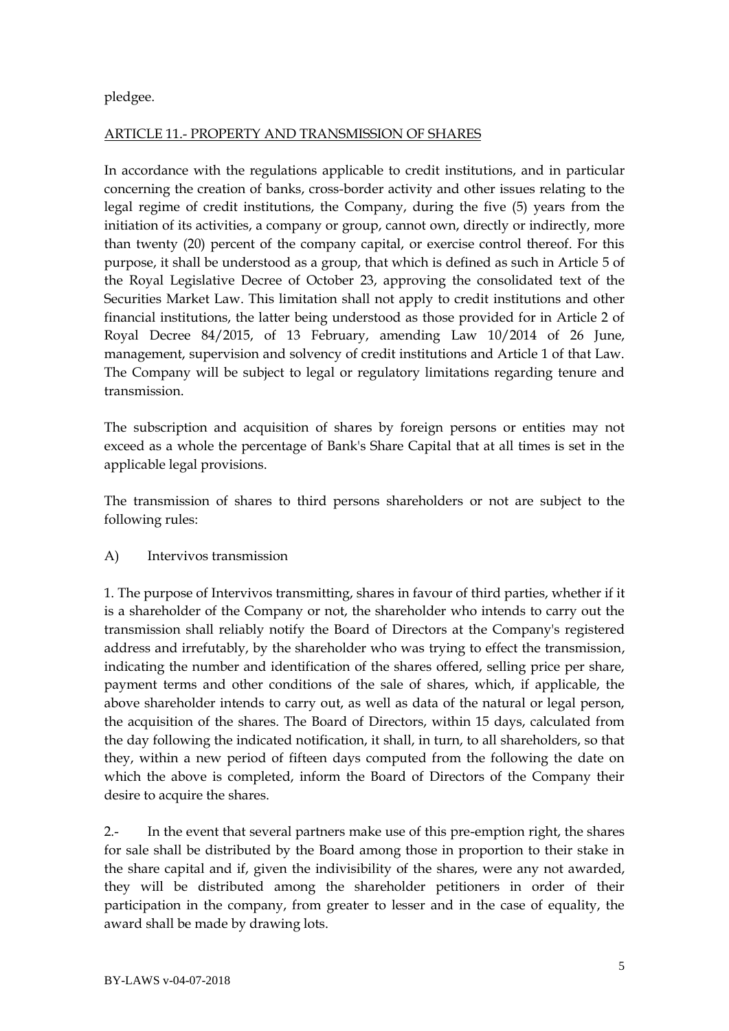pledgee.

ARTICLE 11.- PROPERTY AND TRANSMISSION OF SHARES

In accordance with the regulations applicable to credit institutions, and in particular concerning the creation of banks, cross-border activity and other issues relating to the legal regime of credit institutions, the Company, during the five (5) years from the initiation of its activities, a company or group, cannot own, directly or indirectly, more than twenty (20) percent of the company capital, or exercise control thereof. For this purpose, it shall be understood as a group, that which is defined as such in Article 5 of the Royal Legislative Decree of October 23, approving the consolidated text of the Securities Market Law. This limitation shall not apply to credit institutions and other financial institutions, the latter being understood as those provided for in Article 2 of Royal Decree 84/2015, of 13 February, amending Law 10/2014 of 26 June, management, supervision and solvency of credit institutions and Article 1 of that Law. The Company will be subject to legal or regulatory limitations regarding tenure and transmission.

The subscription and acquisition of shares by foreign persons or entities may not exceed as a whole the percentage of Bank's Share Capital that at all times is set in the applicable legal provisions.

The transmission of shares to third persons shareholders or not are subject to the following rules:

A) Intervivos transmission

1. The purpose of Intervivos transmitting, shares in favour of third parties, whether if it is a shareholder of the Company or not, the shareholder who intends to carry out the transmission shall reliably notify the Board of Directors at the Company's registered address and irrefutably, by the shareholder who was trying to effect the transmission, indicating the number and identification of the shares offered, selling price per share, payment terms and other conditions of the sale of shares, which, if applicable, the above shareholder intends to carry out, as well as data of the natural or legal person, the acquisition of the shares. The Board of Directors, within 15 days, calculated from the day following the indicated notification, it shall, in turn, to all shareholders, so that they, within a new period of fifteen days computed from the following the date on which the above is completed, inform the Board of Directors of the Company their desire to acquire the shares.

2.- In the event that several partners make use of this pre-emption right, the shares for sale shall be distributed by the Board among those in proportion to their stake in the share capital and if, given the indivisibility of the shares, were any not awarded, they will be distributed among the shareholder petitioners in order of their participation in the company, from greater to lesser and in the case of equality, the award shall be made by drawing lots.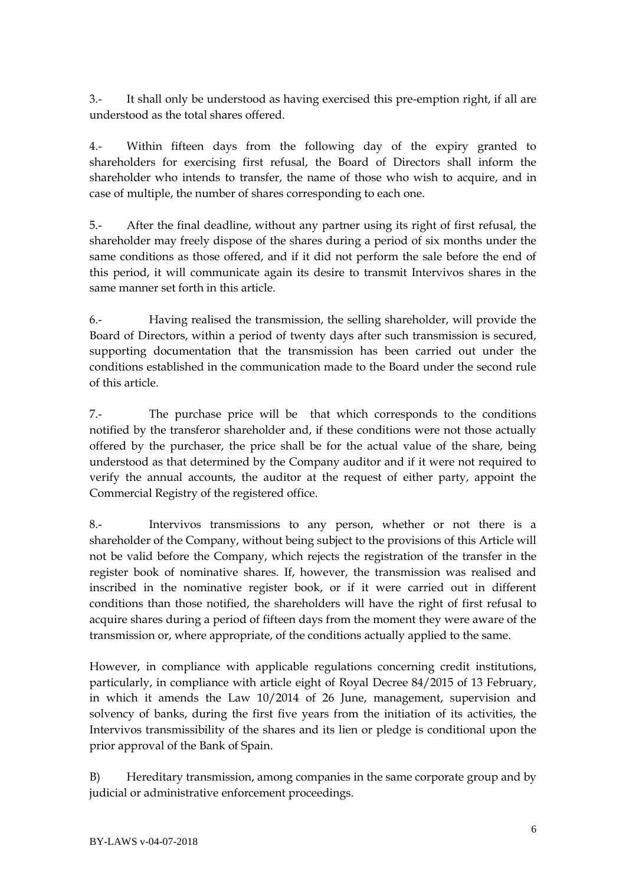3.- It shall only be understood as having exercised this pre-emption right, if all are understood as the total shares offered.

4.- Within fifteen days from the following day of the expiry granted to shareholders for exercising first refusal, the Board of Directors shall inform the shareholder who intends to transfer, the name of those who wish to acquire, and in case of multiple, the number of shares corresponding to each one.

5.- After the final deadline, without any partner using its right of first refusal, the shareholder may freely dispose of the shares during a period of six months under the same conditions as those offered, and if it did not perform the sale before the end of this period, it will communicate again its desire to transmit Intervivos shares in the same manner set forth in this article.

6.- Having realised the transmission, the selling shareholder, will provide the Board of Directors, within a period of twenty days after such transmission is secured, supporting documentation that the transmission has been carried out under the conditions established in the communication made to the Board under the second rule of this article.

7.- The purchase price will be that which corresponds to the conditions notified by the transferor shareholder and, if these conditions were not those actually offered by the purchaser, the price shall be for the actual value of the share, being understood as that determined by the Company auditor and if it were not required to verify the annual accounts, the auditor at the request of either party, appoint the Commercial Registry of the registered office.

8.- Intervivos transmissions to any person, whether or not there is a shareholder of the Company, without being subject to the provisions of this Article will not be valid before the Company, which rejects the registration of the transfer in the register book of nominative shares. If, however, the transmission was realised and inscribed in the nominative register book, or if it were carried out in different conditions than those notified, the shareholders will have the right of first refusal to acquire shares during a period of fifteen days from the moment they were aware of the transmission or, where appropriate, of the conditions actually applied to the same.

However, in compliance with applicable regulations concerning credit institutions, particularly, in compliance with article eight of Royal Decree 84/2015 of 13 February, in which it amends the Law 10/2014 of 26 June, management, supervision and solvency of banks, during the first five years from the initiation of its activities, the Intervivos transmissibility of the shares and its lien or pledge is conditional upon the prior approval of the Bank of Spain.

B) Hereditary transmission, among companies in the same corporate group and by judicial or administrative enforcement proceedings.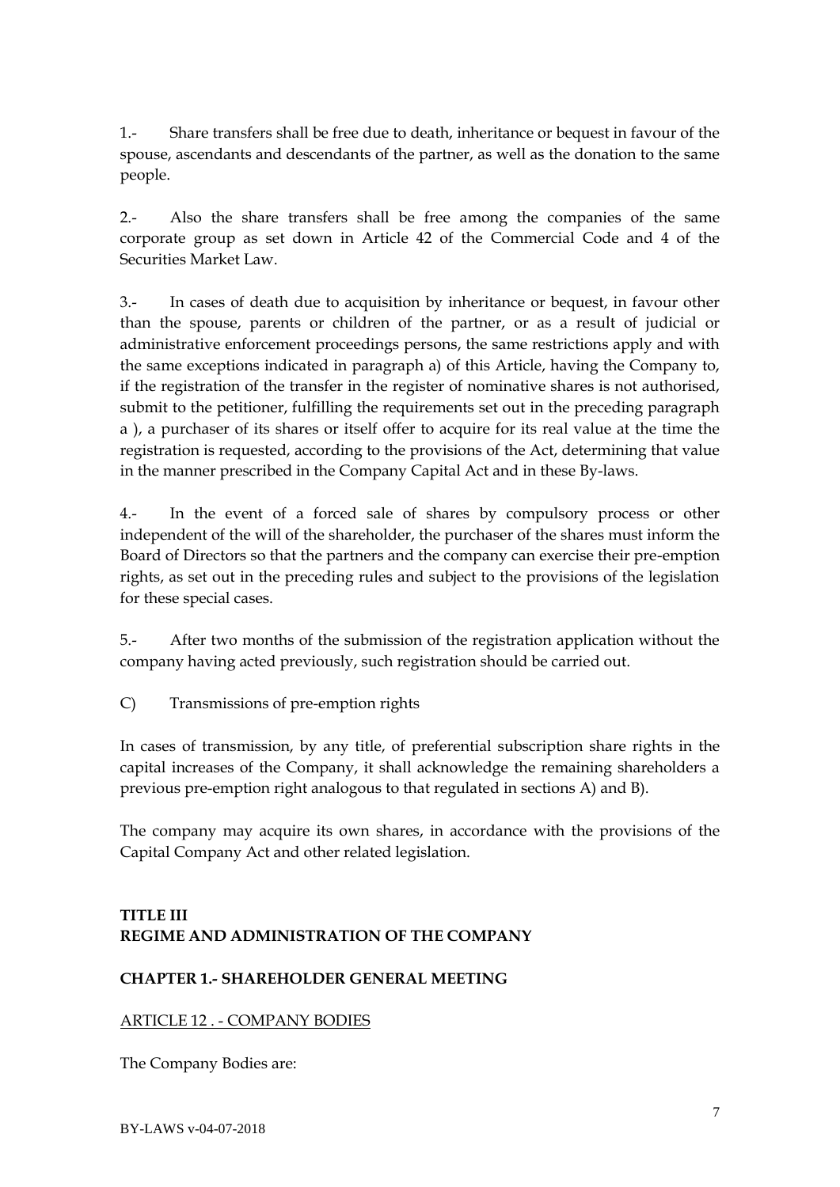1.- Share transfers shall be free due to death, inheritance or bequest in favour of the spouse, ascendants and descendants of the partner, as well as the donation to the same people.

2.- Also the share transfers shall be free among the companies of the same corporate group as set down in Article 42 of the Commercial Code and 4 of the Securities Market Law.

3.- In cases of death due to acquisition by inheritance or bequest, in favour other than the spouse, parents or children of the partner, or as a result of judicial or administrative enforcement proceedings persons, the same restrictions apply and with the same exceptions indicated in paragraph a) of this Article, having the Company to, if the registration of the transfer in the register of nominative shares is not authorised, submit to the petitioner, fulfilling the requirements set out in the preceding paragraph a ), a purchaser of its shares or itself offer to acquire for its real value at the time the registration is requested, according to the provisions of the Act, determining that value in the manner prescribed in the Company Capital Act and in these By-laws.

4.- In the event of a forced sale of shares by compulsory process or other independent of the will of the shareholder, the purchaser of the shares must inform the Board of Directors so that the partners and the company can exercise their pre-emption rights, as set out in the preceding rules and subject to the provisions of the legislation for these special cases.

5.- After two months of the submission of the registration application without the company having acted previously, such registration should be carried out.

C) Transmissions of pre-emption rights

In cases of transmission, by any title, of preferential subscription share rights in the capital increases of the Company, it shall acknowledge the remaining shareholders a previous pre-emption right analogous to that regulated in sections A) and B).

The company may acquire its own shares, in accordance with the provisions of the Capital Company Act and other related legislation.

## TITLE III
## REGIME AND ADMINISTRATION OF THE COMPANY

### CHAPTER 1.- SHAREHOLDER GENERAL MEETING

#### ARTICLE 12 . - COMPANY BODIES

The Company Bodies are: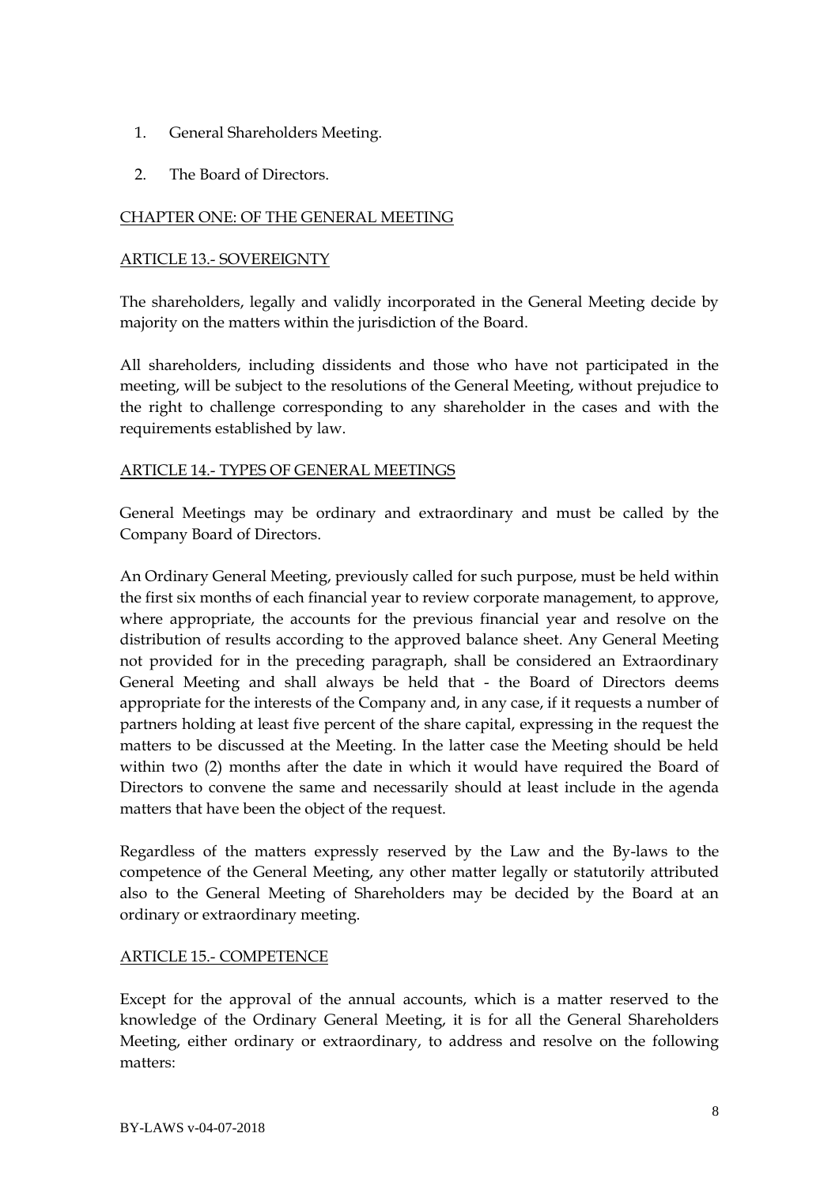1. General Shareholders Meeting.
2. The Board of Directors.

## CHAPTER ONE: OF THE GENERAL MEETING

### ARTICLE 13.- SOVEREIGNTY

The shareholders, legally and validly incorporated in the General Meeting decide by majority on the matters within the jurisdiction of the Board.

All shareholders, including dissidents and those who have not participated in the meeting, will be subject to the resolutions of the General Meeting, without prejudice to the right to challenge corresponding to any shareholder in the cases and with the requirements established by law.

### ARTICLE 14.- TYPES OF GENERAL MEETINGS

General Meetings may be ordinary and extraordinary and must be called by the Company Board of Directors.

An Ordinary General Meeting, previously called for such purpose, must be held within the first six months of each financial year to review corporate management, to approve, where appropriate, the accounts for the previous financial year and resolve on the distribution of results according to the approved balance sheet. Any General Meeting not provided for in the preceding paragraph, shall be considered an Extraordinary General Meeting and shall always be held that - the Board of Directors deems appropriate for the interests of the Company and, in any case, if it requests a number of partners holding at least five percent of the share capital, expressing in the request the matters to be discussed at the Meeting. In the latter case the Meeting should be held within two (2) months after the date in which it would have required the Board of Directors to convene the same and necessarily should at least include in the agenda matters that have been the object of the request.

Regardless of the matters expressly reserved by the Law and the By-laws to the competence of the General Meeting, any other matter legally or statutorily attributed also to the General Meeting of Shareholders may be decided by the Board at an ordinary or extraordinary meeting.

### ARTICLE 15.- COMPETENCE

Except for the approval of the annual accounts, which is a matter reserved to the knowledge of the Ordinary General Meeting, it is for all the General Shareholders Meeting, either ordinary or extraordinary, to address and resolve on the following matters: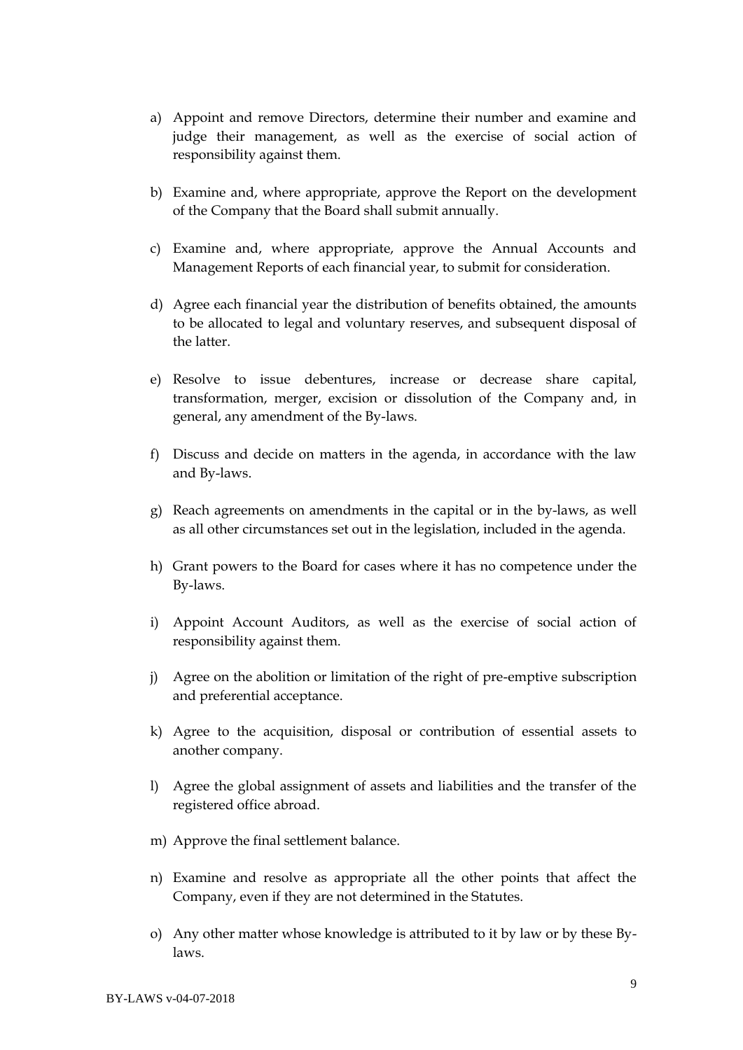a) Appoint and remove Directors, determine their number and examine and judge their management, as well as the exercise of social action of responsibility against them.

b) Examine and, where appropriate, approve the Report on the development of the Company that the Board shall submit annually.

c) Examine and, where appropriate, approve the Annual Accounts and Management Reports of each financial year, to submit for consideration.

d) Agree each financial year the distribution of benefits obtained, the amounts to be allocated to legal and voluntary reserves, and subsequent disposal of the latter.

e) Resolve to issue debentures, increase or decrease share capital, transformation, merger, excision or dissolution of the Company and, in general, any amendment of the By-laws.

f) Discuss and decide on matters in the agenda, in accordance with the law and By-laws.

g) Reach agreements on amendments in the capital or in the by-laws, as well as all other circumstances set out in the legislation, included in the agenda.

h) Grant powers to the Board for cases where it has no competence under the By-laws.

i) Appoint Account Auditors, as well as the exercise of social action of responsibility against them.

j) Agree on the abolition or limitation of the right of pre-emptive subscription and preferential acceptance.

k) Agree to the acquisition, disposal or contribution of essential assets to another company.

l) Agree the global assignment of assets and liabilities and the transfer of the registered office abroad.

m) Approve the final settlement balance.

n) Examine and resolve as appropriate all the other points that affect the Company, even if they are not determined in the Statutes.

o) Any other matter whose knowledge is attributed to it by law or by these By-laws.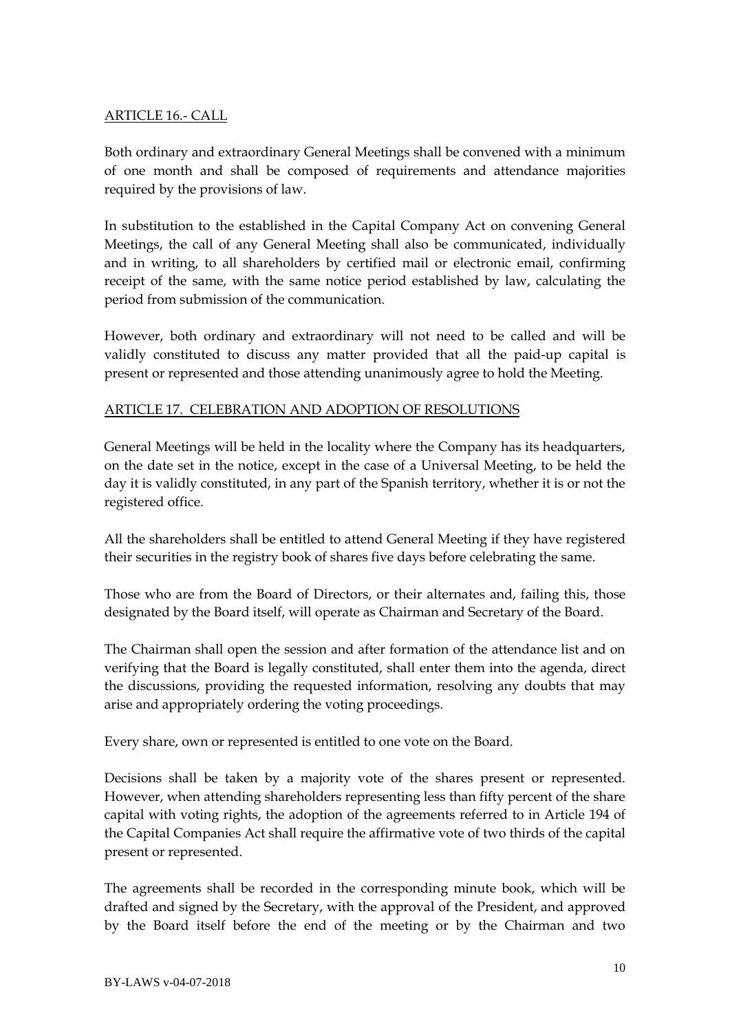ARTICLE 16.- CALL

Both ordinary and extraordinary General Meetings shall be convened with a minimum of one month and shall be composed of requirements and attendance majorities required by the provisions of law.

In substitution to the established in the Capital Company Act on convening General Meetings, the call of any General Meeting shall also be communicated, individually and in writing, to all shareholders by certified mail or electronic email, confirming receipt of the same, with the same notice period established by law, calculating the period from submission of the communication.

However, both ordinary and extraordinary will not need to be called and will be validly constituted to discuss any matter provided that all the paid-up capital is present or represented and those attending unanimously agree to hold the Meeting.

ARTICLE 17. CELEBRATION AND ADOPTION OF RESOLUTIONS

General Meetings will be held in the locality where the Company has its headquarters, on the date set in the notice, except in the case of a Universal Meeting, to be held the day it is validly constituted, in any part of the Spanish territory, whether it is or not the registered office.

All the shareholders shall be entitled to attend General Meeting if they have registered their securities in the registry book of shares five days before celebrating the same.

Those who are from the Board of Directors, or their alternates and, failing this, those designated by the Board itself, will operate as Chairman and Secretary of the Board.

The Chairman shall open the session and after formation of the attendance list and on verifying that the Board is legally constituted, shall enter them into the agenda, direct the discussions, providing the requested information, resolving any doubts that may arise and appropriately ordering the voting proceedings.

Every share, own or represented is entitled to one vote on the Board.

Decisions shall be taken by a majority vote of the shares present or represented. However, when attending shareholders representing less than fifty percent of the share capital with voting rights, the adoption of the agreements referred to in Article 194 of the Capital Companies Act shall require the affirmative vote of two thirds of the capital present or represented.

The agreements shall be recorded in the corresponding minute book, which will be drafted and signed by the Secretary, with the approval of the President, and approved by the Board itself before the end of the meeting or by the Chairman and two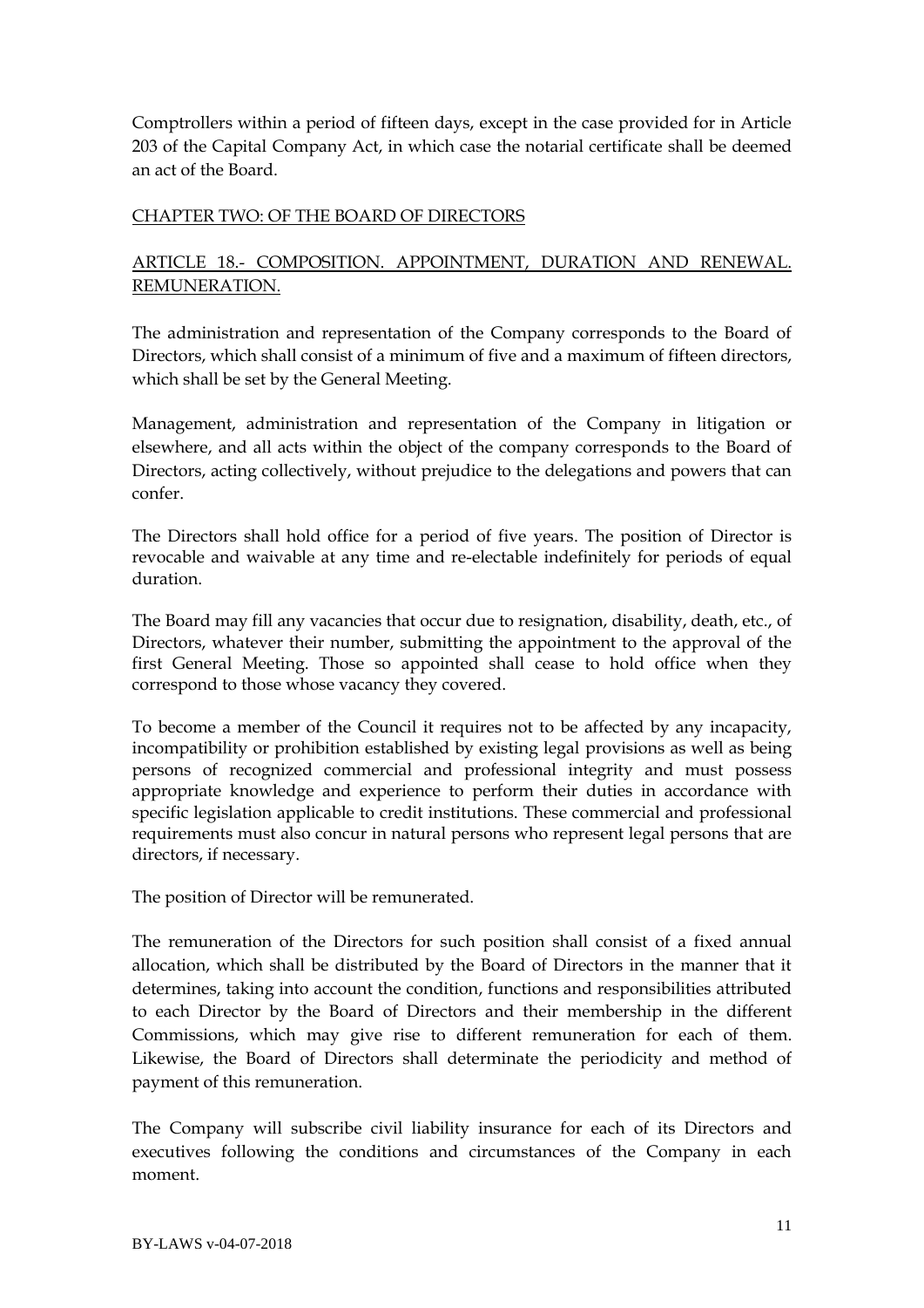Comptrollers within a period of fifteen days, except in the case provided for in Article 203 of the Capital Company Act, in which case the notarial certificate shall be deemed an act of the Board.

## CHAPTER TWO: OF THE BOARD OF DIRECTORS

### ARTICLE 18.- COMPOSITION. APPOINTMENT, DURATION AND RENEWAL. REMUNERATION.

The administration and representation of the Company corresponds to the Board of Directors, which shall consist of a minimum of five and a maximum of fifteen directors, which shall be set by the General Meeting.

Management, administration and representation of the Company in litigation or elsewhere, and all acts within the object of the company corresponds to the Board of Directors, acting collectively, without prejudice to the delegations and powers that can confer.

The Directors shall hold office for a period of five years. The position of Director is revocable and waivable at any time and re-electable indefinitely for periods of equal duration.

The Board may fill any vacancies that occur due to resignation, disability, death, etc., of Directors, whatever their number, submitting the appointment to the approval of the first General Meeting. Those so appointed shall cease to hold office when they correspond to those whose vacancy they covered.

To become a member of the Council it requires not to be affected by any incapacity, incompatibility or prohibition established by existing legal provisions as well as being persons of recognized commercial and professional integrity and must possess appropriate knowledge and experience to perform their duties in accordance with specific legislation applicable to credit institutions. These commercial and professional requirements must also concur in natural persons who represent legal persons that are directors, if necessary.

The position of Director will be remunerated.

The remuneration of the Directors for such position shall consist of a fixed annual allocation, which shall be distributed by the Board of Directors in the manner that it determines, taking into account the condition, functions and responsibilities attributed to each Director by the Board of Directors and their membership in the different Commissions, which may give rise to different remuneration for each of them. Likewise, the Board of Directors shall determinate the periodicity and method of payment of this remuneration.

The Company will subscribe civil liability insurance for each of its Directors and executives following the conditions and circumstances of the Company in each moment.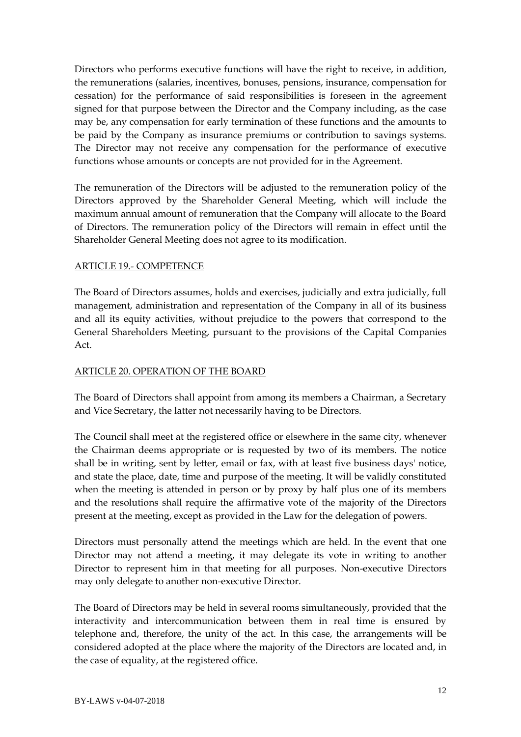Directors who performs executive functions will have the right to receive, in addition, the remunerations (salaries, incentives, bonuses, pensions, insurance, compensation for cessation) for the performance of said responsibilities is foreseen in the agreement signed for that purpose between the Director and the Company including, as the case may be, any compensation for early termination of these functions and the amounts to be paid by the Company as insurance premiums or contribution to savings systems. The Director may not receive any compensation for the performance of executive functions whose amounts or concepts are not provided for in the Agreement.

The remuneration of the Directors will be adjusted to the remuneration policy of the Directors approved by the Shareholder General Meeting, which will include the maximum annual amount of remuneration that the Company will allocate to the Board of Directors. The remuneration policy of the Directors will remain in effect until the Shareholder General Meeting does not agree to its modification.

## ARTICLE 19.- COMPETENCE

The Board of Directors assumes, holds and exercises, judicially and extra judicially, full management, administration and representation of the Company in all of its business and all its equity activities, without prejudice to the powers that correspond to the General Shareholders Meeting, pursuant to the provisions of the Capital Companies Act.

## ARTICLE 20. OPERATION OF THE BOARD

The Board of Directors shall appoint from among its members a Chairman, a Secretary and Vice Secretary, the latter not necessarily having to be Directors.

The Council shall meet at the registered office or elsewhere in the same city, whenever the Chairman deems appropriate or is requested by two of its members. The notice shall be in writing, sent by letter, email or fax, with at least five business days' notice, and state the place, date, time and purpose of the meeting. It will be validly constituted when the meeting is attended in person or by proxy by half plus one of its members and the resolutions shall require the affirmative vote of the majority of the Directors present at the meeting, except as provided in the Law for the delegation of powers.

Directors must personally attend the meetings which are held. In the event that one Director may not attend a meeting, it may delegate its vote in writing to another Director to represent him in that meeting for all purposes. Non-executive Directors may only delegate to another non-executive Director.

The Board of Directors may be held in several rooms simultaneously, provided that the interactivity and intercommunication between them in real time is ensured by telephone and, therefore, the unity of the act. In this case, the arrangements will be considered adopted at the place where the majority of the Directors are located and, in the case of equality, at the registered office.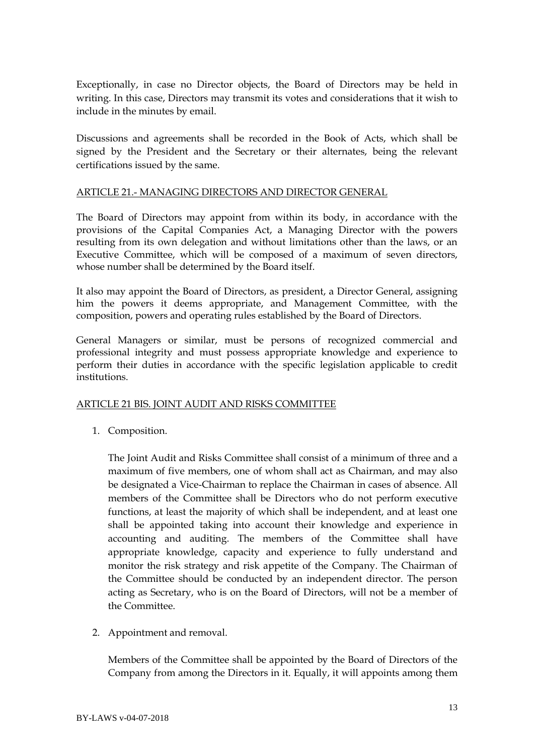Exceptionally, in case no Director objects, the Board of Directors may be held in writing. In this case, Directors may transmit its votes and considerations that it wish to include in the minutes by email.

Discussions and agreements shall be recorded in the Book of Acts, which shall be signed by the President and the Secretary or their alternates, being the relevant certifications issued by the same.

## ARTICLE 21.- MANAGING DIRECTORS AND DIRECTOR GENERAL

The Board of Directors may appoint from within its body, in accordance with the provisions of the Capital Companies Act, a Managing Director with the powers resulting from its own delegation and without limitations other than the laws, or an Executive Committee, which will be composed of a maximum of seven directors, whose number shall be determined by the Board itself.

It also may appoint the Board of Directors, as president, a Director General, assigning him the powers it deems appropriate, and Management Committee, with the composition, powers and operating rules established by the Board of Directors.

General Managers or similar, must be persons of recognized commercial and professional integrity and must possess appropriate knowledge and experience to perform their duties in accordance with the specific legislation applicable to credit institutions.

## ARTICLE 21 BIS. JOINT AUDIT AND RISKS COMMITTEE

1. Composition.

   The Joint Audit and Risks Committee shall consist of a minimum of three and a maximum of five members, one of whom shall act as Chairman, and may also be designated a Vice-Chairman to replace the Chairman in cases of absence. All members of the Committee shall be Directors who do not perform executive functions, at least the majority of which shall be independent, and at least one shall be appointed taking into account their knowledge and experience in accounting and auditing. The members of the Committee shall have appropriate knowledge, capacity and experience to fully understand and monitor the risk strategy and risk appetite of the Company. The Chairman of the Committee should be conducted by an independent director. The person acting as Secretary, who is on the Board of Directors, will not be a member of the Committee.

2. Appointment and removal.

   Members of the Committee shall be appointed by the Board of Directors of the Company from among the Directors in it. Equally, it will appoints among them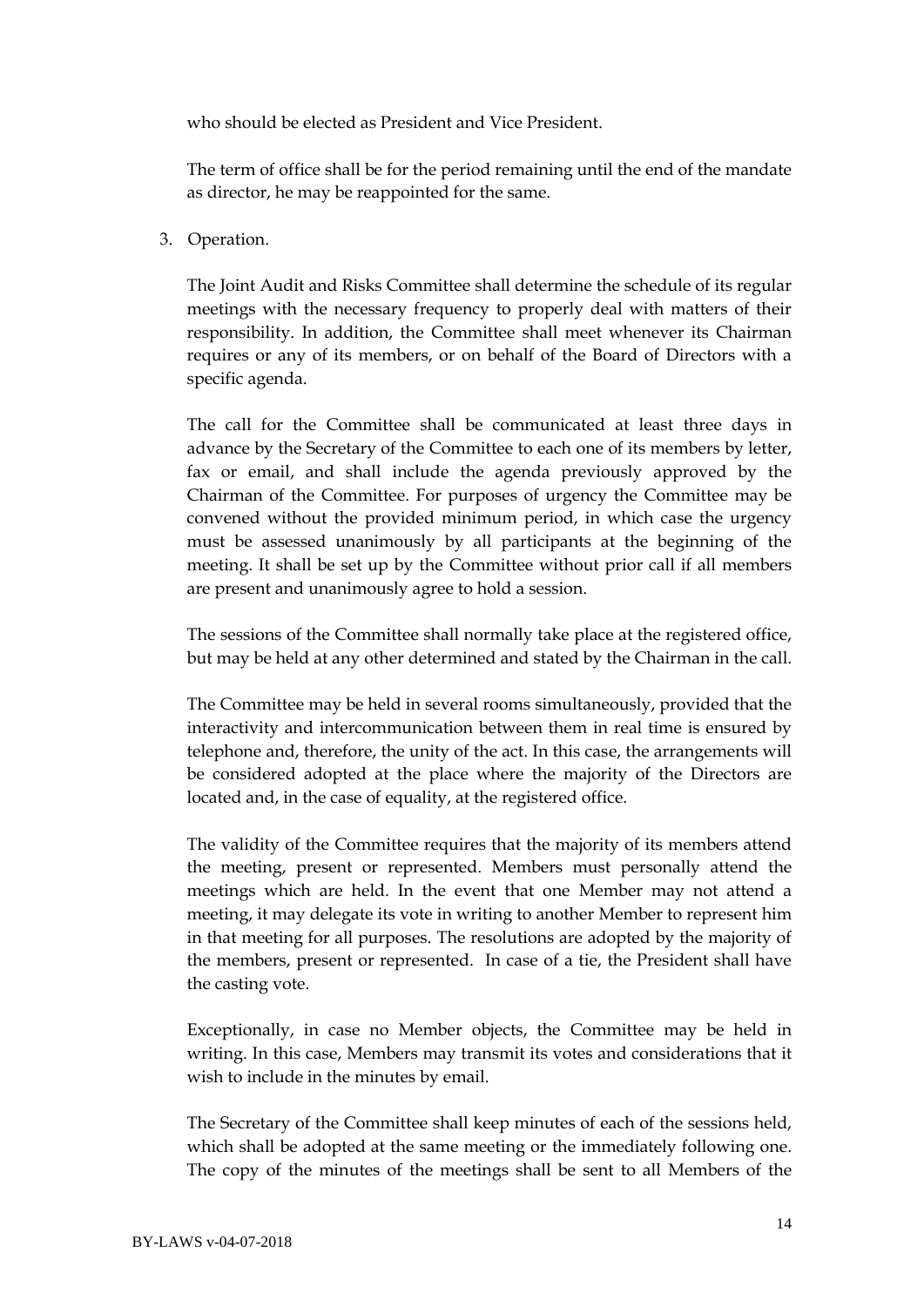who should be elected as President and Vice President.

The term of office shall be for the period remaining until the end of the mandate as director, he may be reappointed for the same.

3. Operation.

The Joint Audit and Risks Committee shall determine the schedule of its regular meetings with the necessary frequency to properly deal with matters of their responsibility. In addition, the Committee shall meet whenever its Chairman requires or any of its members, or on behalf of the Board of Directors with a specific agenda.

The call for the Committee shall be communicated at least three days in advance by the Secretary of the Committee to each one of its members by letter, fax or email, and shall include the agenda previously approved by the Chairman of the Committee. For purposes of urgency the Committee may be convened without the provided minimum period, in which case the urgency must be assessed unanimously by all participants at the beginning of the meeting. It shall be set up by the Committee without prior call if all members are present and unanimously agree to hold a session.

The sessions of the Committee shall normally take place at the registered office, but may be held at any other determined and stated by the Chairman in the call.

The Committee may be held in several rooms simultaneously, provided that the interactivity and intercommunication between them in real time is ensured by telephone and, therefore, the unity of the act. In this case, the arrangements will be considered adopted at the place where the majority of the Directors are located and, in the case of equality, at the registered office.

The validity of the Committee requires that the majority of its members attend the meeting, present or represented. Members must personally attend the meetings which are held. In the event that one Member may not attend a meeting, it may delegate its vote in writing to another Member to represent him in that meeting for all purposes. The resolutions are adopted by the majority of the members, present or represented. In case of a tie, the President shall have the casting vote.

Exceptionally, in case no Member objects, the Committee may be held in writing. In this case, Members may transmit its votes and considerations that it wish to include in the minutes by email.

The Secretary of the Committee shall keep minutes of each of the sessions held, which shall be adopted at the same meeting or the immediately following one. The copy of the minutes of the meetings shall be sent to all Members of the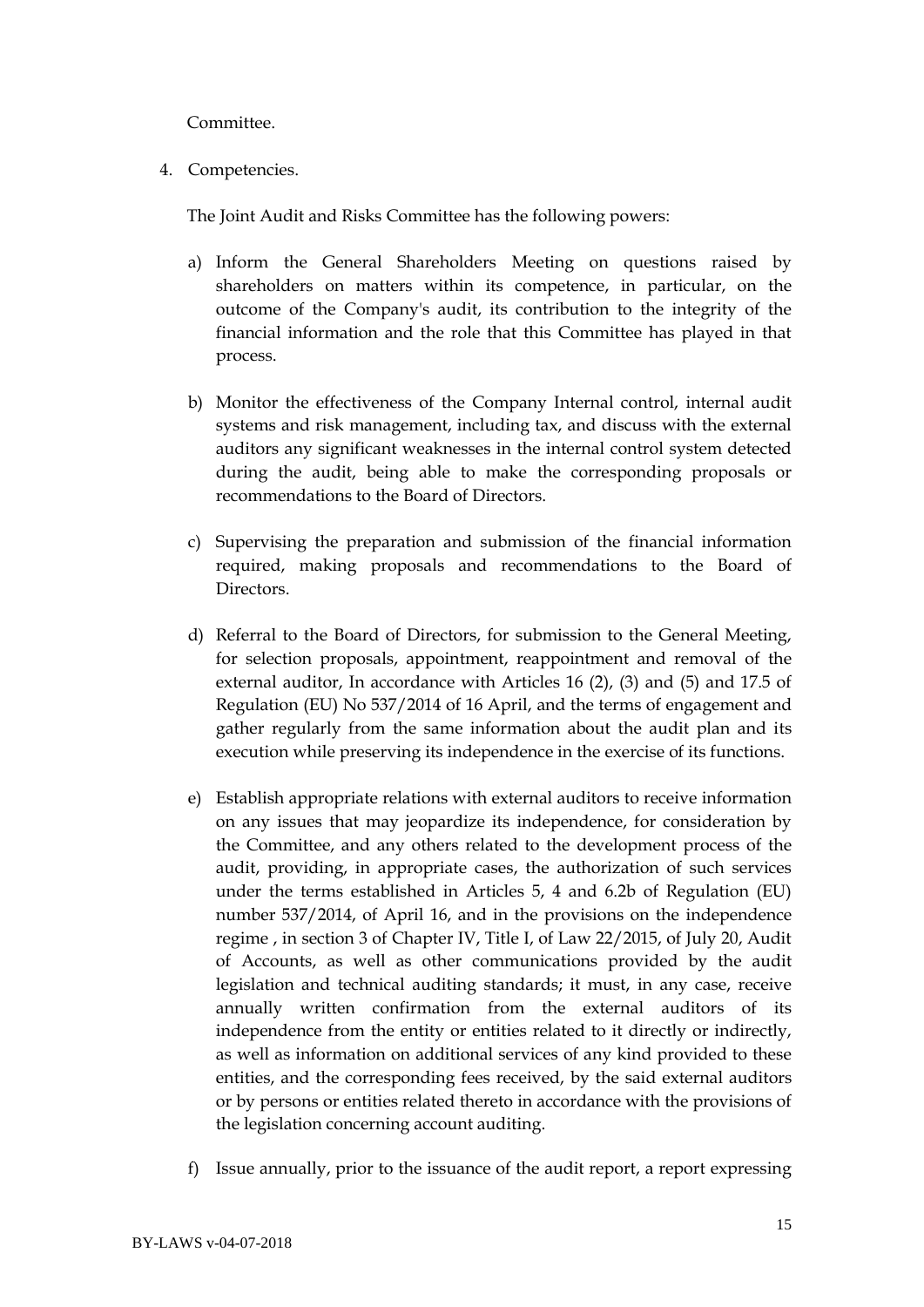Committee.

4. Competencies.

   The Joint Audit and Risks Committee has the following powers:

   a) Inform the General Shareholders Meeting on questions raised by shareholders on matters within its competence, in particular, on the outcome of the Company's audit, its contribution to the integrity of the financial information and the role that this Committee has played in that process.

   b) Monitor the effectiveness of the Company Internal control, internal audit systems and risk management, including tax, and discuss with the external auditors any significant weaknesses in the internal control system detected during the audit, being able to make the corresponding proposals or recommendations to the Board of Directors.

   c) Supervising the preparation and submission of the financial information required, making proposals and recommendations to the Board of Directors.

   d) Referral to the Board of Directors, for submission to the General Meeting, for selection proposals, appointment, reappointment and removal of the external auditor, In accordance with Articles 16 (2), (3) and (5) and 17.5 of Regulation (EU) No 537/2014 of 16 April, and the terms of engagement and gather regularly from the same information about the audit plan and its execution while preserving its independence in the exercise of its functions.

   e) Establish appropriate relations with external auditors to receive information on any issues that may jeopardize its independence, for consideration by the Committee, and any others related to the development process of the audit, providing, in appropriate cases, the authorization of such services under the terms established in Articles 5, 4 and 6.2b of Regulation (EU) number 537/2014, of April 16, and in the provisions on the independence regime , in section 3 of Chapter IV, Title I, of Law 22/2015, of July 20, Audit of Accounts, as well as other communications provided by the audit legislation and technical auditing standards; it must, in any case, receive annually written confirmation from the external auditors of its independence from the entity or entities related to it directly or indirectly, as well as information on additional services of any kind provided to these entities, and the corresponding fees received, by the said external auditors or by persons or entities related thereto in accordance with the provisions of the legislation concerning account auditing.

   f) Issue annually, prior to the issuance of the audit report, a report expressing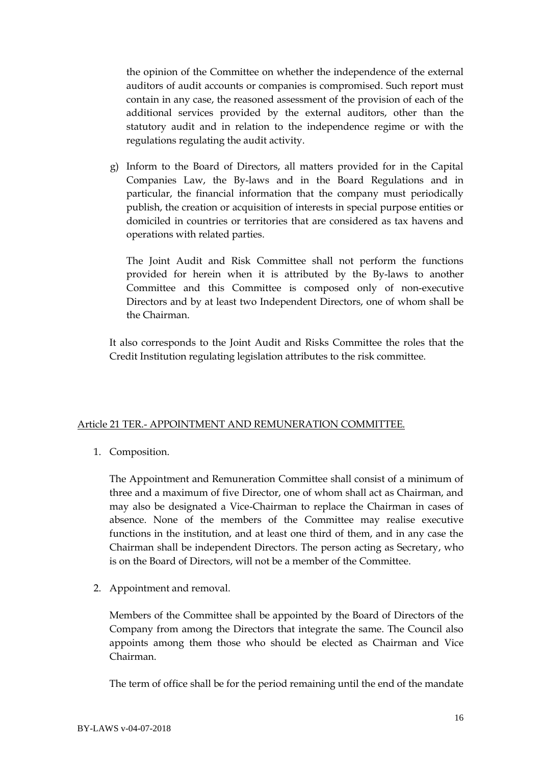the opinion of the Committee on whether the independence of the external auditors of audit accounts or companies is compromised. Such report must contain in any case, the reasoned assessment of the provision of each of the additional services provided by the external auditors, other than the statutory audit and in relation to the independence regime or with the regulations regulating the audit activity.

g) Inform to the Board of Directors, all matters provided for in the Capital Companies Law, the By-laws and in the Board Regulations and in particular, the financial information that the company must periodically publish, the creation or acquisition of interests in special purpose entities or domiciled in countries or territories that are considered as tax havens and operations with related parties.

   The Joint Audit and Risk Committee shall not perform the functions provided for herein when it is attributed by the By-laws to another Committee and this Committee is composed only of non-executive Directors and by at least two Independent Directors, one of whom shall be the Chairman.

It also corresponds to the Joint Audit and Risks Committee the roles that the Credit Institution regulating legislation attributes to the risk committee.

## Article 21 TER.- APPOINTMENT AND REMUNERATION COMMITTEE.

1. Composition.

   The Appointment and Remuneration Committee shall consist of a minimum of three and a maximum of five Director, one of whom shall act as Chairman, and may also be designated a Vice-Chairman to replace the Chairman in cases of absence. None of the members of the Committee may realise executive functions in the institution, and at least one third of them, and in any case the Chairman shall be independent Directors. The person acting as Secretary, who is on the Board of Directors, will not be a member of the Committee.

2. Appointment and removal.

   Members of the Committee shall be appointed by the Board of Directors of the Company from among the Directors that integrate the same. The Council also appoints among them those who should be elected as Chairman and Vice Chairman.

   The term of office shall be for the period remaining until the end of the mandate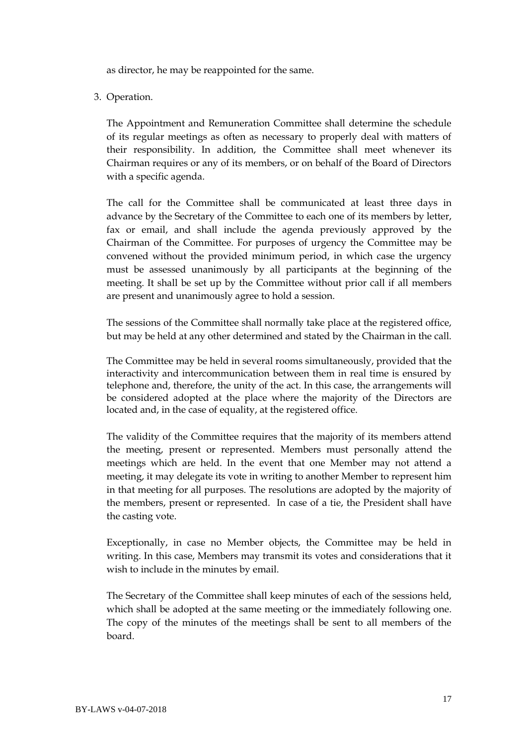as director, he may be reappointed for the same.

3. Operation.

   The Appointment and Remuneration Committee shall determine the schedule of its regular meetings as often as necessary to properly deal with matters of their responsibility. In addition, the Committee shall meet whenever its Chairman requires or any of its members, or on behalf of the Board of Directors with a specific agenda.

   The call for the Committee shall be communicated at least three days in advance by the Secretary of the Committee to each one of its members by letter, fax or email, and shall include the agenda previously approved by the Chairman of the Committee. For purposes of urgency the Committee may be convened without the provided minimum period, in which case the urgency must be assessed unanimously by all participants at the beginning of the meeting. It shall be set up by the Committee without prior call if all members are present and unanimously agree to hold a session.

   The sessions of the Committee shall normally take place at the registered office, but may be held at any other determined and stated by the Chairman in the call.

   The Committee may be held in several rooms simultaneously, provided that the interactivity and intercommunication between them in real time is ensured by telephone and, therefore, the unity of the act. In this case, the arrangements will be considered adopted at the place where the majority of the Directors are located and, in the case of equality, at the registered office.

   The validity of the Committee requires that the majority of its members attend the meeting, present or represented. Members must personally attend the meetings which are held. In the event that one Member may not attend a meeting, it may delegate its vote in writing to another Member to represent him in that meeting for all purposes. The resolutions are adopted by the majority of the members, present or represented. In case of a tie, the President shall have the casting vote.

   Exceptionally, in case no Member objects, the Committee may be held in writing. In this case, Members may transmit its votes and considerations that it wish to include in the minutes by email.

   The Secretary of the Committee shall keep minutes of each of the sessions held, which shall be adopted at the same meeting or the immediately following one. The copy of the minutes of the meetings shall be sent to all members of the board.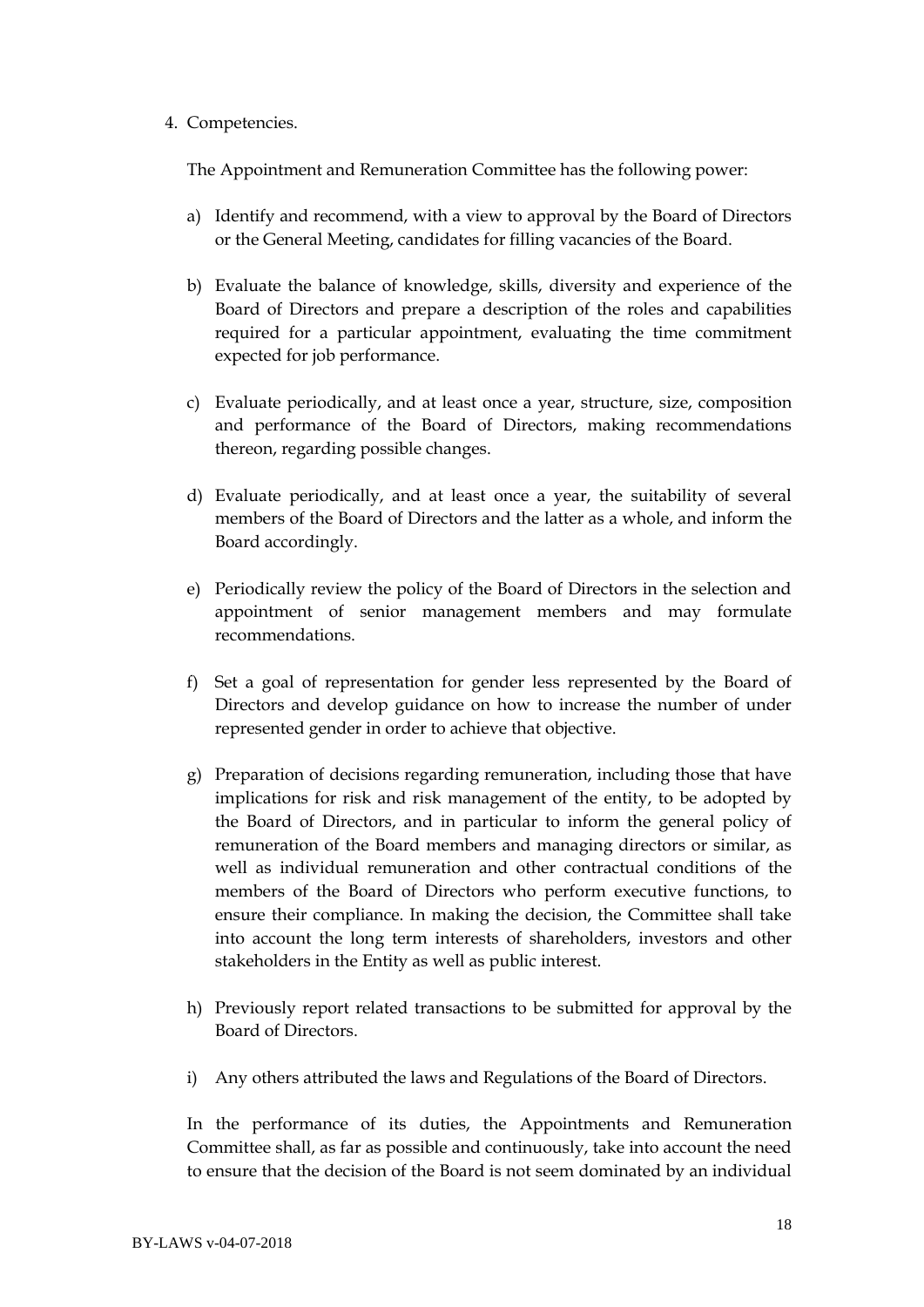4. Competencies.

The Appointment and Remuneration Committee has the following power:

a) Identify and recommend, with a view to approval by the Board of Directors or the General Meeting, candidates for filling vacancies of the Board.

b) Evaluate the balance of knowledge, skills, diversity and experience of the Board of Directors and prepare a description of the roles and capabilities required for a particular appointment, evaluating the time commitment expected for job performance.

c) Evaluate periodically, and at least once a year, structure, size, composition and performance of the Board of Directors, making recommendations thereon, regarding possible changes.

d) Evaluate periodically, and at least once a year, the suitability of several members of the Board of Directors and the latter as a whole, and inform the Board accordingly.

e) Periodically review the policy of the Board of Directors in the selection and appointment of senior management members and may formulate recommendations.

f) Set a goal of representation for gender less represented by the Board of Directors and develop guidance on how to increase the number of under represented gender in order to achieve that objective.

g) Preparation of decisions regarding remuneration, including those that have implications for risk and risk management of the entity, to be adopted by the Board of Directors, and in particular to inform the general policy of remuneration of the Board members and managing directors or similar, as well as individual remuneration and other contractual conditions of the members of the Board of Directors who perform executive functions, to ensure their compliance. In making the decision, the Committee shall take into account the long term interests of shareholders, investors and other stakeholders in the Entity as well as public interest.

h) Previously report related transactions to be submitted for approval by the Board of Directors.

i) Any others attributed the laws and Regulations of the Board of Directors.

In the performance of its duties, the Appointments and Remuneration Committee shall, as far as possible and continuously, take into account the need to ensure that the decision of the Board is not seem dominated by an individual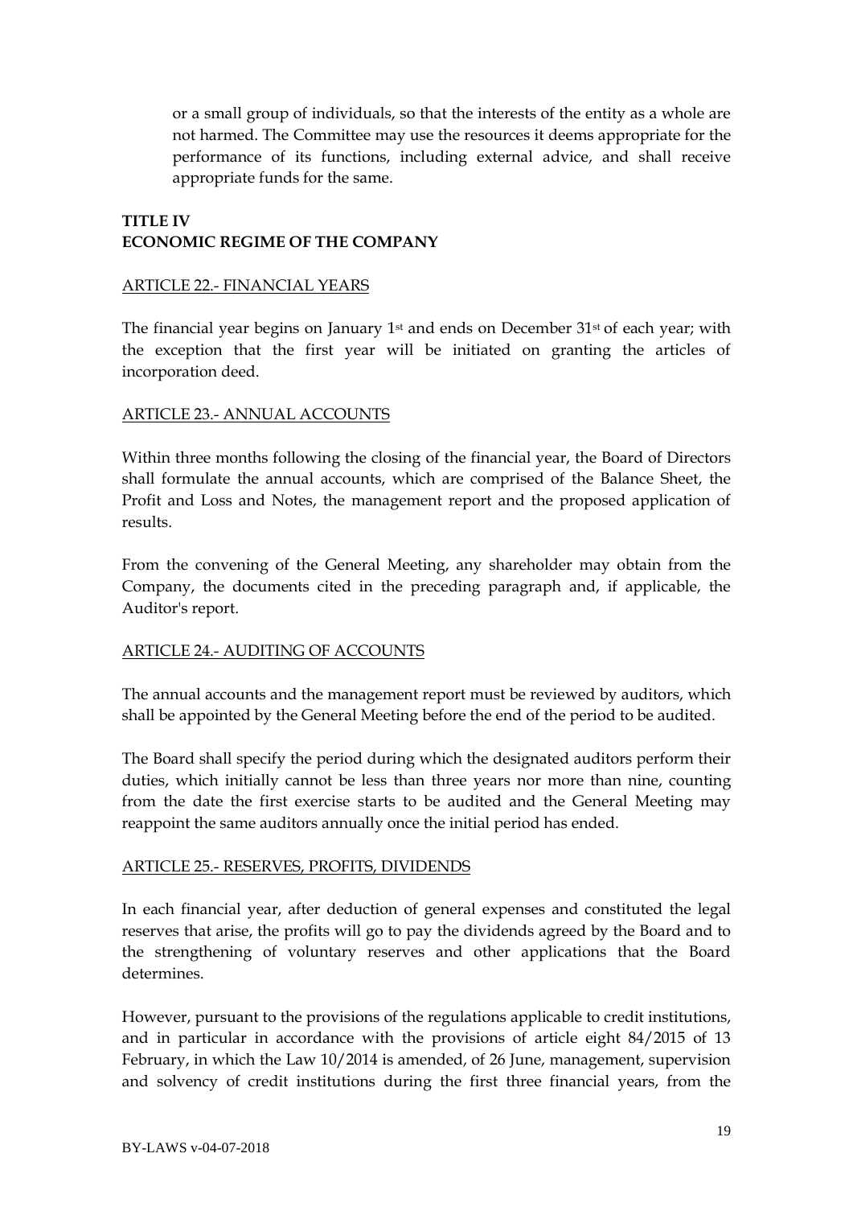or a small group of individuals, so that the interests of the entity as a whole are not harmed. The Committee may use the resources it deems appropriate for the performance of its functions, including external advice, and shall receive appropriate funds for the same.

## TITLE IV
## ECONOMIC REGIME OF THE COMPANY

### ARTICLE 22.- FINANCIAL YEARS

The financial year begins on January 1st and ends on December 31st of each year; with the exception that the first year will be initiated on granting the articles of incorporation deed.

### ARTICLE 23.- ANNUAL ACCOUNTS

Within three months following the closing of the financial year, the Board of Directors shall formulate the annual accounts, which are comprised of the Balance Sheet, the Profit and Loss and Notes, the management report and the proposed application of results.

From the convening of the General Meeting, any shareholder may obtain from the Company, the documents cited in the preceding paragraph and, if applicable, the Auditor's report.

### ARTICLE 24.- AUDITING OF ACCOUNTS

The annual accounts and the management report must be reviewed by auditors, which shall be appointed by the General Meeting before the end of the period to be audited.

The Board shall specify the period during which the designated auditors perform their duties, which initially cannot be less than three years nor more than nine, counting from the date the first exercise starts to be audited and the General Meeting may reappoint the same auditors annually once the initial period has ended.

### ARTICLE 25.- RESERVES, PROFITS, DIVIDENDS

In each financial year, after deduction of general expenses and constituted the legal reserves that arise, the profits will go to pay the dividends agreed by the Board and to the strengthening of voluntary reserves and other applications that the Board determines.

However, pursuant to the provisions of the regulations applicable to credit institutions, and in particular in accordance with the provisions of article eight 84/2015 of 13 February, in which the Law 10/2014 is amended, of 26 June, management, supervision and solvency of credit institutions during the first three financial years, from the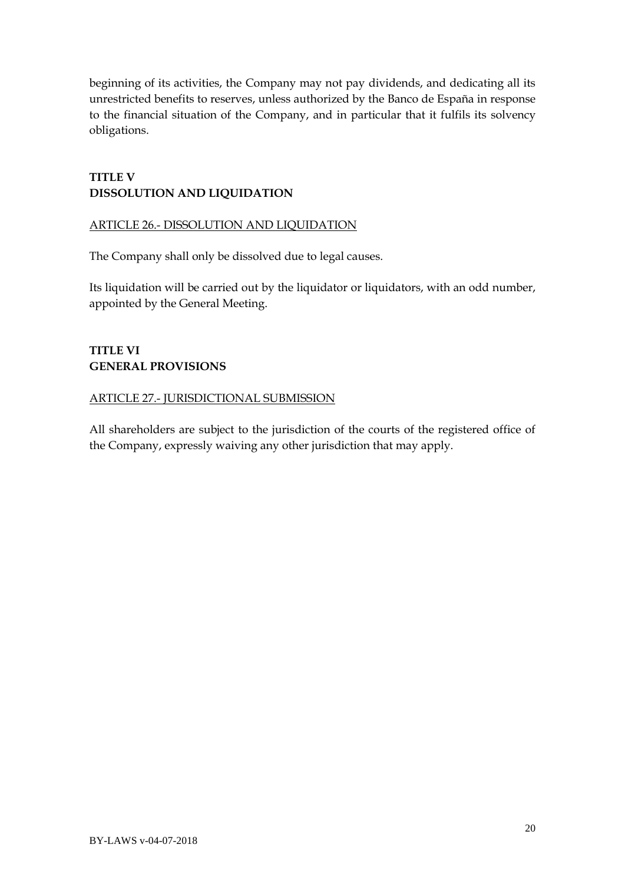beginning of its activities, the Company may not pay dividends, and dedicating all its unrestricted benefits to reserves, unless authorized by the Banco de España in response to the financial situation of the Company, and in particular that it fulfils its solvency obligations.

## TITLE V
## DISSOLUTION AND LIQUIDATION

### ARTICLE 26.- DISSOLUTION AND LIQUIDATION

The Company shall only be dissolved due to legal causes.

Its liquidation will be carried out by the liquidator or liquidators, with an odd number, appointed by the General Meeting.

## TITLE VI
## GENERAL PROVISIONS

### ARTICLE 27.- JURISDICTIONAL SUBMISSION

All shareholders are subject to the jurisdiction of the courts of the registered office of the Company, expressly waiving any other jurisdiction that may apply.